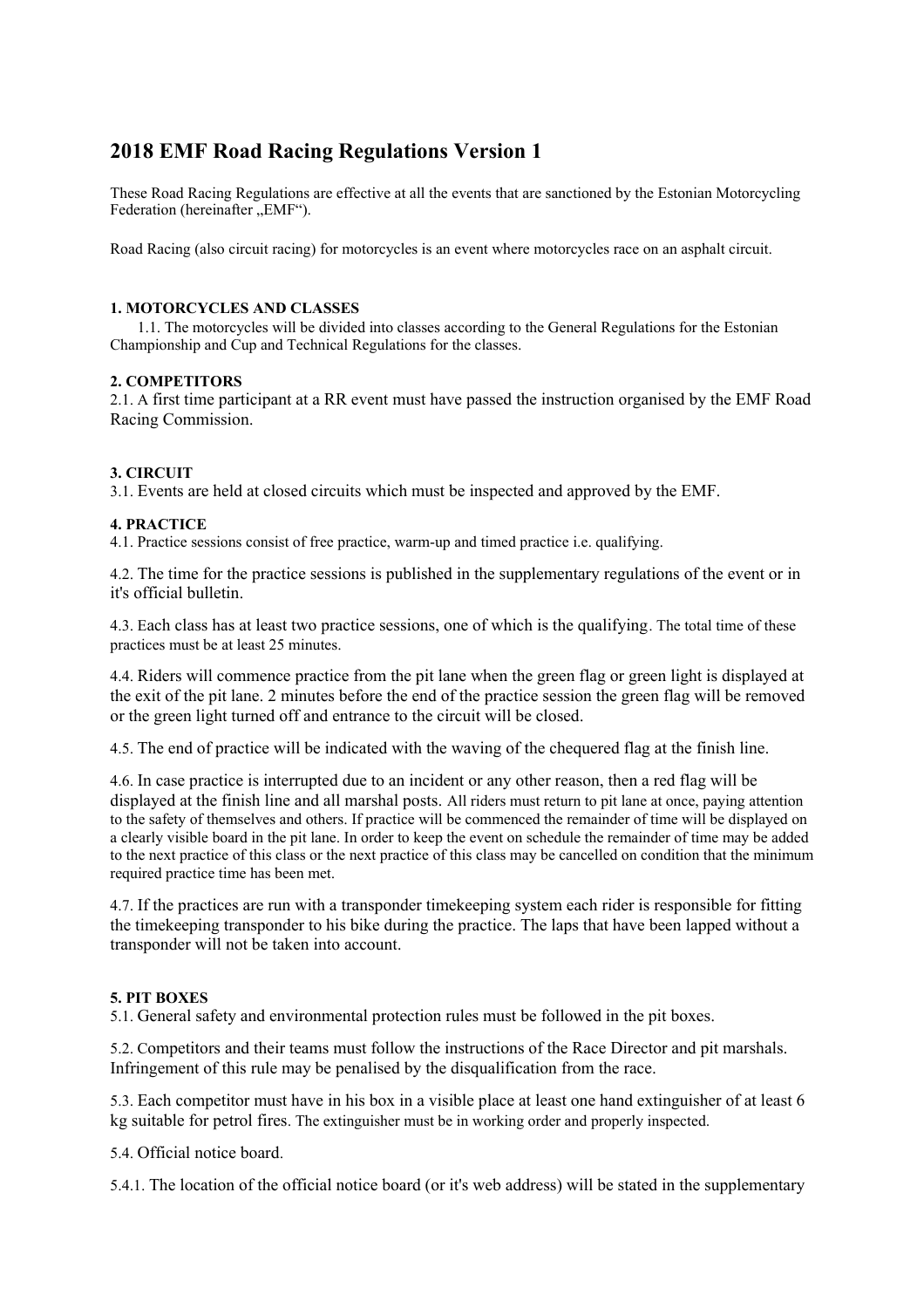# 2018 EMF Road Racing Regulations Version 1

These Road Racing Regulations are effective at all the events that are sanctioned by the Estonian Motorcycling Federation (hereinafter „EMF").

Road Racing (also circuit racing) for motorcycles is an event where motorcycles race on an asphalt circuit.

### 1. MOTORCYCLES AND CLASSES

1.1. The motorcycles will be divided into classes according to the General Regulations for the Estonian Championship and Cup and Technical Regulations for the classes.

### 2. COMPETITORS

2.1. A first time participant at a RR event must have passed the instruction organised by the EMF Road Racing Commission.

### 3. CIRCUIT

3.1. Events are held at closed circuits which must be inspected and approved by the EMF.

### 4. PRACTICE

4.1. Practice sessions consist of free practice, warm-up and timed practice i.e. qualifying.

4.2. The time for the practice sessions is published in the supplementary regulations of the event or in it's official bulletin.

4.3. Each class has at least two practice sessions, one of which is the qualifying. The total time of these practices must be at least 25 minutes.

4.4. Riders will commence practice from the pit lane when the green flag or green light is displayed at the exit of the pit lane. 2 minutes before the end of the practice session the green flag will be removed or the green light turned off and entrance to the circuit will be closed.

4.5. The end of practice will be indicated with the waving of the chequered flag at the finish line.

4.6. In case practice is interrupted due to an incident or any other reason, then a red flag will be displayed at the finish line and all marshal posts. All riders must return to pit lane at once, paying attention to the safety of themselves and others. If practice will be commenced the remainder of time will be displayed on a clearly visible board in the pit lane. In order to keep the event on schedule the remainder of time may be added to the next practice of this class or the next practice of this class may be cancelled on condition that the minimum required practice time has been met.

4.7. If the practices are run with a transponder timekeeping system each rider is responsible for fitting the timekeeping transponder to his bike during the practice. The laps that have been lapped without a transponder will not be taken into account.

### 5. PIT BOXES

5.1. General safety and environmental protection rules must be followed in the pit boxes.

5.2. Competitors and their teams must follow the instructions of the Race Director and pit marshals. Infringement of this rule may be penalised by the disqualification from the race.

5.3. Each competitor must have in his box in a visible place at least one hand extinguisher of at least 6 kg suitable for petrol fires. The extinguisher must be in working order and properly inspected.

5.4. Official notice board.

5.4.1. The location of the official notice board (or it's web address) will be stated in the supplementary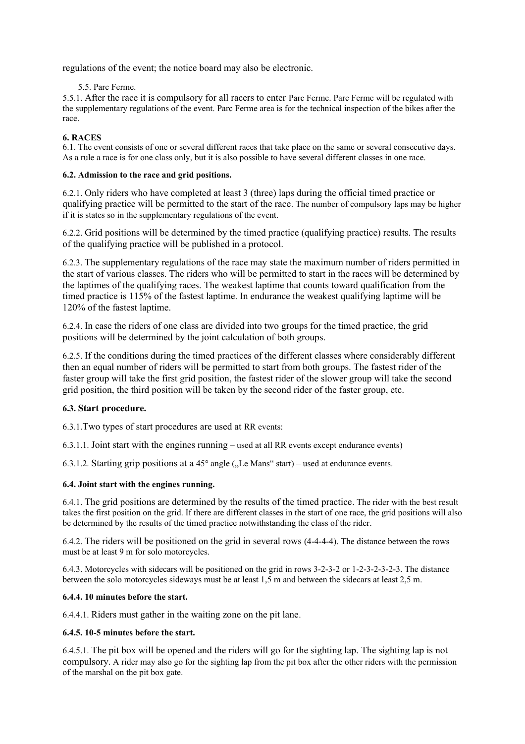regulations of the event; the notice board may also be electronic.

5.5. Parc Ferme.

5.5.1. After the race it is compulsory for all racers to enter Parc Ferme. Parc Ferme will be regulated with the supplementary regulations of the event. Parc Ferme area is for the technical inspection of the bikes after the race.

**6. RACES**

6.1. The event consists of one or several different races that take place on the same or several consecutive days. As a rule a race is for one class only, but it is also possible to have several different classes in one race.

**6.2. Admission to the race and grid positions.**

6.2.1. Only riders who have completed at least 3 (three) laps during the official timed practice or qualifying practice will be permitted to the start of the race. The number of compulsory laps may be higher if it is states so in the supplementary regulations of the event.

6.2.2. Grid positions will be determined by the timed practice (qualifying practice) results. The results of the qualifying practice will be published in a protocol.

6.2.3. The supplementary regulations of the race may state the maximum number of riders permitted in the start of various classes. The riders who will be permitted to start in the races will be determined by the laptimes of the qualifying races. The weakest laptime that counts toward qualification from the timed practice is 115% of the fastest laptime. In endurance the weakest qualifying laptime will be 120% of the fastest laptime.

6.2.4. In case the riders of one class are divided into two groups for the timed practice, the grid positions will be determined by the joint calculation of both groups.

6.2.5. If the conditions during the timed practices of the different classes where considerably different then an equal number of riders will be permitted to start from both groups. The fastest rider of the faster group will take the first grid position, the fastest rider of the slower group will take the second grid position, the third position will be taken by the second rider of the faster group, etc.

**6.3. Start procedure.**

6.3.1.Two types of start procedures are used at RR events:

6.3.1.1. Joint start with the engines running – used at all RR events except endurance events)

6.3.1.2. Starting grip positions at a 45° angle („Le Mans“ start) – used at endurance events.

**6.4. Joint start with the engines running.**

6.4.1. The grid positions are determined by the results of the timed practice. The rider with the best result takes the first position on the grid. If there are different classes in the start of one race, the grid positions will also be determined by the results of the timed practice notwithstanding the class of the rider.

6.4.2. The riders will be positioned on the grid in several rows (4-4-4-4). The distance between the rows must be at least 9 m for solo motorcycles.

6.4.3. Motorcycles with sidecars will be positioned on the grid in rows 3-2-3-2 or 1-2-3-2-3-2-3. The distance between the solo motorcycles sideways must be at least 1,5 m and between the sidecars at least 2,5 m.

**6.4.4. 10 minutes before the start.**

6.4.4.1. Riders must gather in the waiting zone on the pit lane.

**6.4.5. 10-5 minutes before the start.**

6.4.5.1. The pit box will be opened and the riders will go for the sighting lap. The sighting lap is not compulsory. A rider may also go for the sighting lap from the pit box after the other riders with the permission of the marshal on the pit box gate.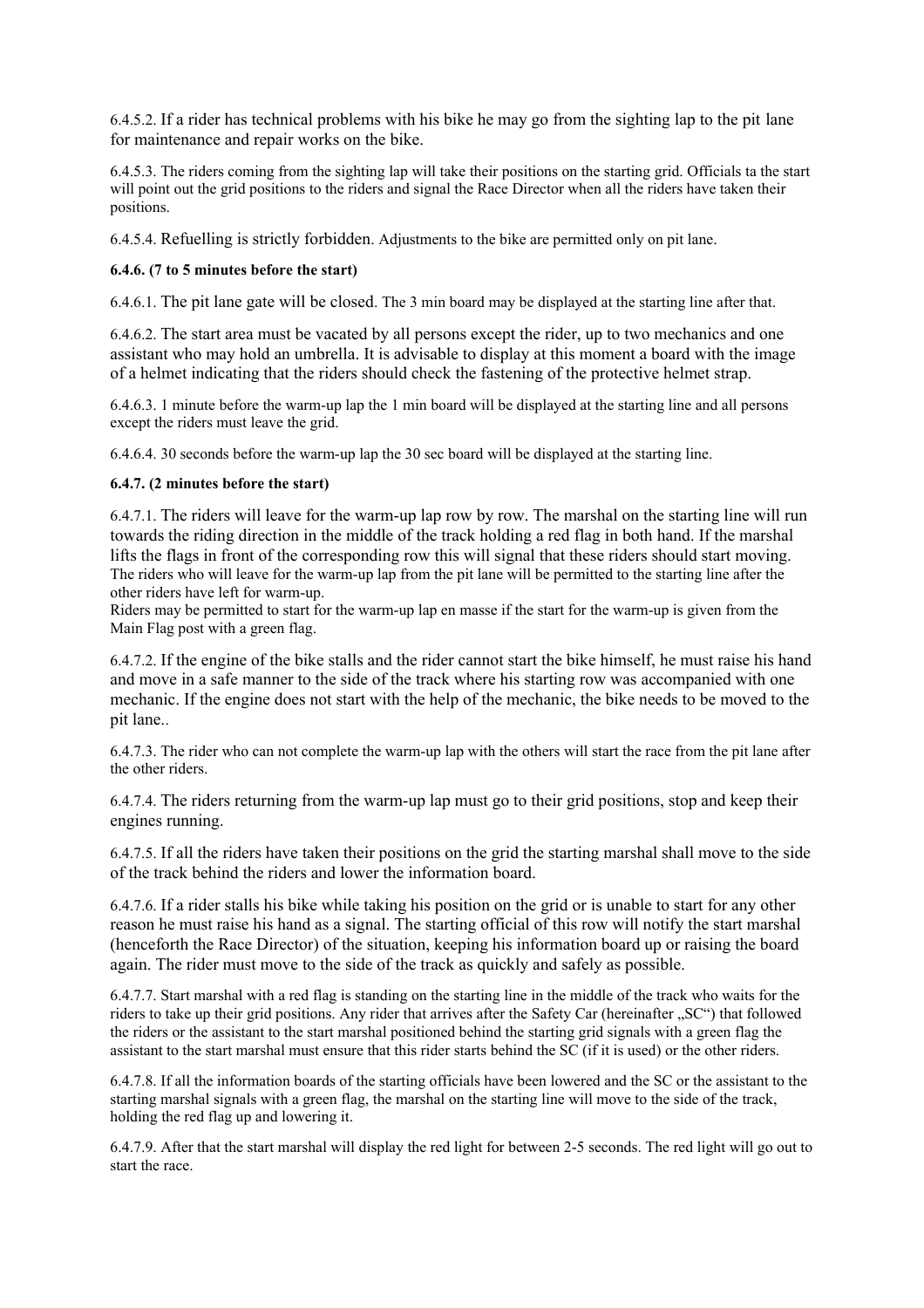6.4.5.2. If a rider has technical problems with his bike he may go from the sighting lap to the pit lane for maintenance and repair works on the bike.

6.4.5.3. The riders coming from the sighting lap will take their positions on the starting grid. Officials ta the start will point out the grid positions to the riders and signal the Race Director when all the riders have taken their positions.

6.4.5.4. Refuelling is strictly forbidden. Adjustments to the bike are permitted only on pit lane.

**6.4.6. (7 to 5 minutes before the start)**

6.4.6.1. The pit lane gate will be closed. The 3 min board may be displayed at the starting line after that.

6.4.6.2. The start area must be vacated by all persons except the rider, up to two mechanics and one assistant who may hold an umbrella. It is advisable to display at this moment a board with the image of a helmet indicating that the riders should check the fastening of the protective helmet strap.

6.4.6.3. 1 minute before the warm-up lap the 1 min board will be displayed at the starting line and all persons except the riders must leave the grid.

6.4.6.4. 30 seconds before the warm-up lap the 30 sec board will be displayed at the starting line.

**6.4.7. (2 minutes before the start)**

6.4.7.1. The riders will leave for the warm-up lap row by row. The marshal on the starting line will run towards the riding direction in the middle of the track holding a red flag in both hand. If the marshal lifts the flags in front of the corresponding row this will signal that these riders should start moving. The riders who will leave for the warm-up lap from the pit lane will be permitted to the starting line after the other riders have left for warm-up.
Riders may be permitted to start for the warm-up lap en masse if the start for the warm-up is given from the Main Flag post with a green flag.

6.4.7.2. If the engine of the bike stalls and the rider cannot start the bike himself, he must raise his hand and move in a safe manner to the side of the track where his starting row was accompanied with one mechanic. If the engine does not start with the help of the mechanic, the bike needs to be moved to the pit lane..

6.4.7.3. The rider who can not complete the warm-up lap with the others will start the race from the pit lane after the other riders.

6.4.7.4. The riders returning from the warm-up lap must go to their grid positions, stop and keep their engines running.

6.4.7.5. If all the riders have taken their positions on the grid the starting marshal shall move to the side of the track behind the riders and lower the information board.

6.4.7.6. If a rider stalls his bike while taking his position on the grid or is unable to start for any other reason he must raise his hand as a signal. The starting official of this row will notify the start marshal (henceforth the Race Director) of the situation, keeping his information board up or raising the board again. The rider must move to the side of the track as quickly and safely as possible.

6.4.7.7. Start marshal with a red flag is standing on the starting line in the middle of the track who waits for the riders to take up their grid positions. Any rider that arrives after the Safety Car (hereinafter „SC") that followed the riders or the assistant to the start marshal positioned behind the starting grid signals with a green flag the assistant to the start marshal must ensure that this rider starts behind the SC (if it is used) or the other riders.

6.4.7.8. If all the information boards of the starting officials have been lowered and the SC or the assistant to the starting marshal signals with a green flag, the marshal on the starting line will move to the side of the track, holding the red flag up and lowering it.

6.4.7.9. After that the start marshal will display the red light for between 2-5 seconds. The red light will go out to start the race.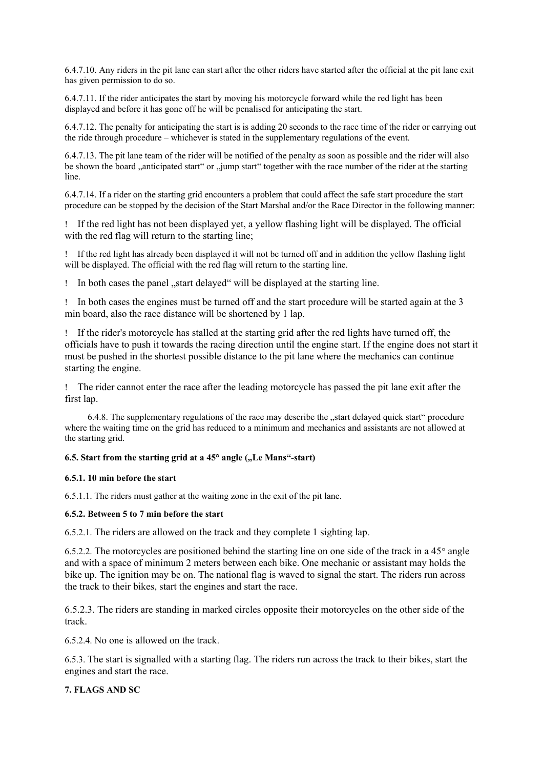6.4.7.10. Any riders in the pit lane can start after the other riders have started after the official at the pit lane exit has given permission to do so.

6.4.7.11. If the rider anticipates the start by moving his motorcycle forward while the red light has been displayed and before it has gone off he will be penalised for anticipating the start.

6.4.7.12. The penalty for anticipating the start is is adding 20 seconds to the race time of the rider or carrying out the ride through procedure – whichever is stated in the supplementary regulations of the event.

6.4.7.13. The pit lane team of the rider will be notified of the penalty as soon as possible and the rider will also be shown the board „anticipated start" or „jump start" together with the race number of the rider at the starting line.

6.4.7.14. If a rider on the starting grid encounters a problem that could affect the safe start procedure the start procedure can be stopped by the decision of the Start Marshal and/or the Race Director in the following manner:

! If the red light has not been displayed yet, a yellow flashing light will be displayed. The official with the red flag will return to the starting line;

! If the red light has already been displayed it will not be turned off and in addition the yellow flashing light will be displayed. The official with the red flag will return to the starting line.

! In both cases the panel „start delayed" will be displayed at the starting line.

! In both cases the engines must be turned off and the start procedure will be started again at the 3 min board, also the race distance will be shortened by 1 lap.

! If the rider's motorcycle has stalled at the starting grid after the red lights have turned off, the officials have to push it towards the racing direction until the engine start. If the engine does not start it must be pushed in the shortest possible distance to the pit lane where the mechanics can continue starting the engine.

! The rider cannot enter the race after the leading motorcycle has passed the pit lane exit after the first lap.

6.4.8. The supplementary regulations of the race may describe the „start delayed quick start" procedure where the waiting time on the grid has reduced to a minimum and mechanics and assistants are not allowed at the starting grid.

**6.5. Start from the starting grid at a 45° angle („Le Mans"-start)**

**6.5.1. 10 min before the start**

6.5.1.1. The riders must gather at the waiting zone in the exit of the pit lane.

**6.5.2. Between 5 to 7 min before the start**

6.5.2.1. The riders are allowed on the track and they complete 1 sighting lap.

6.5.2.2. The motorcycles are positioned behind the starting line on one side of the track in a 45° angle and with a space of minimum 2 meters between each bike. One mechanic or assistant may holds the bike up. The ignition may be on. The national flag is waved to signal the start. The riders run across the track to their bikes, start the engines and start the race.

6.5.2.3. The riders are standing in marked circles opposite their motorcycles on the other side of the track.

6.5.2.4. No one is allowed on the track.

6.5.3. The start is signalled with a starting flag. The riders run across the track to their bikes, start the engines and start the race.

**7. FLAGS AND SC**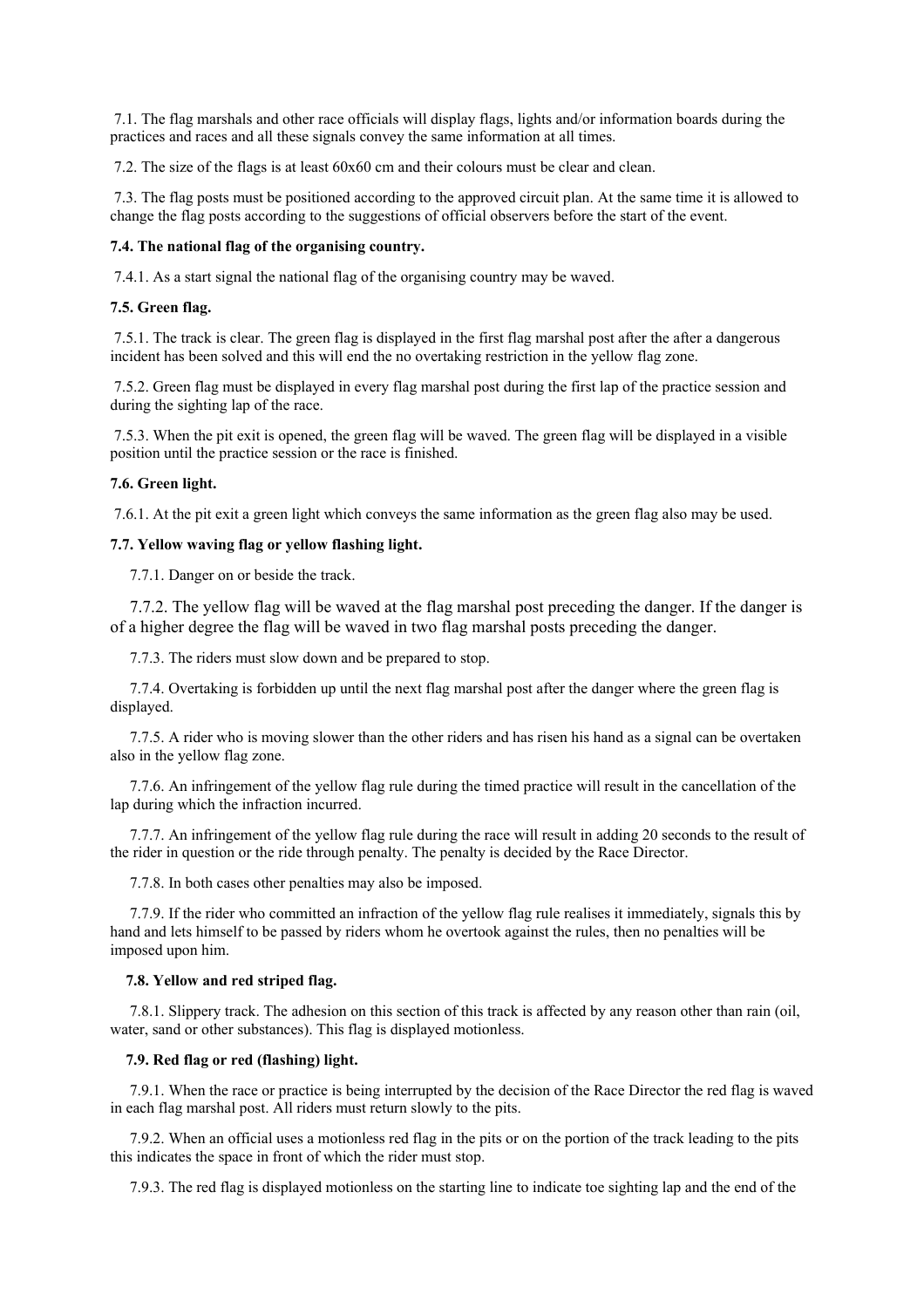7.1. The flag marshals and other race officials will display flags, lights and/or information boards during the practices and races and all these signals convey the same information at all times.

7.2. The size of the flags is at least 60x60 cm and their colours must be clear and clean.

7.3. The flag posts must be positioned according to the approved circuit plan. At the same time it is allowed to change the flag posts according to the suggestions of official observers before the start of the event.

**7.4. The national flag of the organising country.**

7.4.1. As a start signal the national flag of the organising country may be waved.

**7.5. Green flag.**

7.5.1. The track is clear. The green flag is displayed in the first flag marshal post after the after a dangerous incident has been solved and this will end the no overtaking restriction in the yellow flag zone.

7.5.2. Green flag must be displayed in every flag marshal post during the first lap of the practice session and during the sighting lap of the race.

7.5.3. When the pit exit is opened, the green flag will be waved. The green flag will be displayed in a visible position until the practice session or the race is finished.

**7.6. Green light.**

7.6.1. At the pit exit a green light which conveys the same information as the green flag also may be used.

**7.7. Yellow waving flag or yellow flashing light.**

7.7.1. Danger on or beside the track.

7.7.2. The yellow flag will be waved at the flag marshal post preceding the danger. If the danger is of a higher degree the flag will be waved in two flag marshal posts preceding the danger.

7.7.3. The riders must slow down and be prepared to stop.

7.7.4. Overtaking is forbidden up until the next flag marshal post after the danger where the green flag is displayed.

7.7.5. A rider who is moving slower than the other riders and has risen his hand as a signal can be overtaken also in the yellow flag zone.

7.7.6. An infringement of the yellow flag rule during the timed practice will result in the cancellation of the lap during which the infraction incurred.

7.7.7. An infringement of the yellow flag rule during the race will result in adding 20 seconds to the result of the rider in question or the ride through penalty. The penalty is decided by the Race Director.

7.7.8. In both cases other penalties may also be imposed.

7.7.9. If the rider who committed an infraction of the yellow flag rule realises it immediately, signals this by hand and lets himself to be passed by riders whom he overtook against the rules, then no penalties will be imposed upon him.

**7.8. Yellow and red striped flag.**

7.8.1. Slippery track. The adhesion on this section of this track is affected by any reason other than rain (oil, water, sand or other substances). This flag is displayed motionless.

**7.9. Red flag or red (flashing) light.**

7.9.1. When the race or practice is being interrupted by the decision of the Race Director the red flag is waved in each flag marshal post. All riders must return slowly to the pits.

7.9.2. When an official uses a motionless red flag in the pits or on the portion of the track leading to the pits this indicates the space in front of which the rider must stop.

7.9.3. The red flag is displayed motionless on the starting line to indicate toe sighting lap and the end of the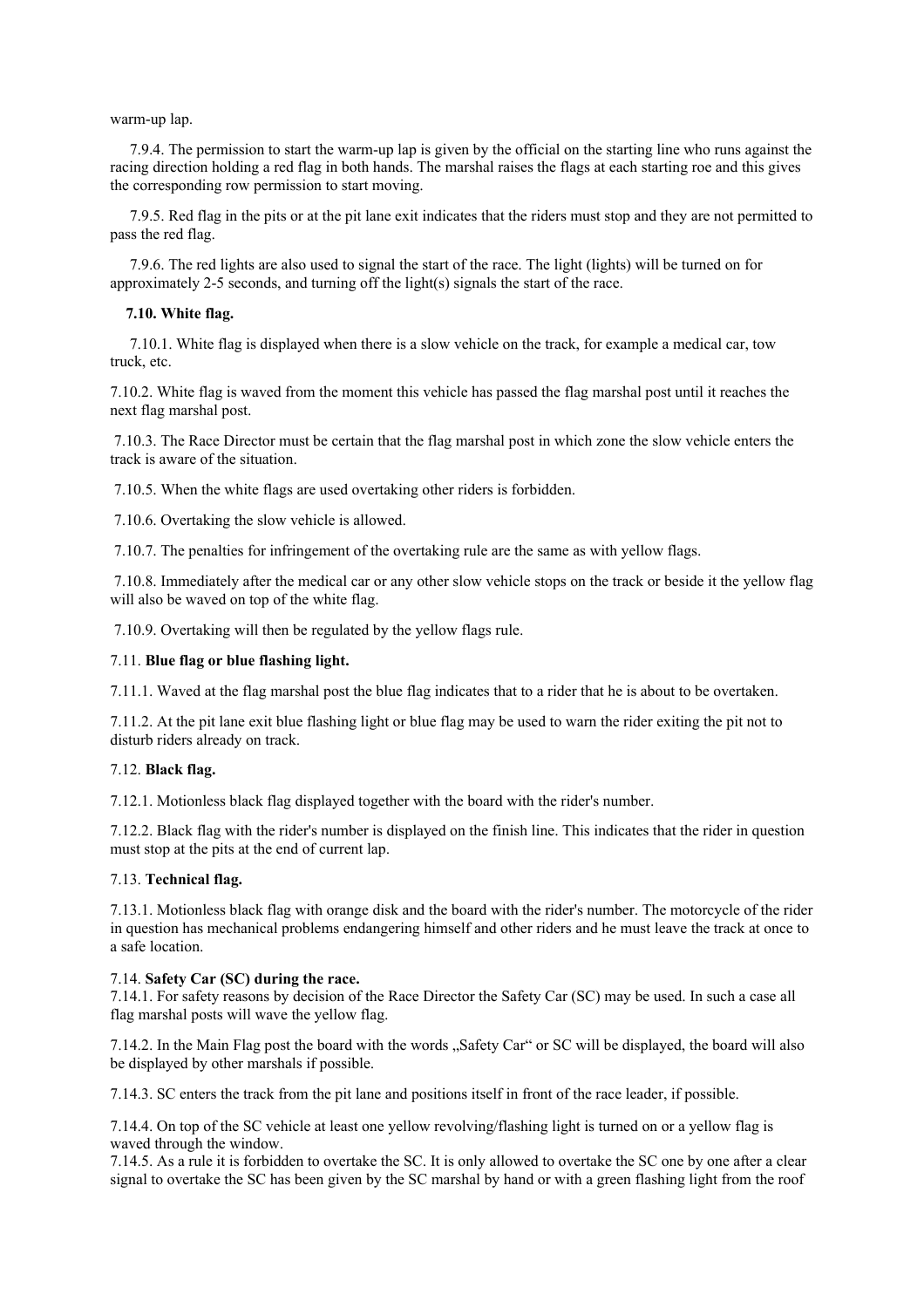warm-up lap.

7.9.4. The permission to start the warm-up lap is given by the official on the starting line who runs against the racing direction holding a red flag in both hands. The marshal raises the flags at each starting roe and this gives the corresponding row permission to start moving.

7.9.5. Red flag in the pits or at the pit lane exit indicates that the riders must stop and they are not permitted to pass the red flag.

7.9.6. The red lights are also used to signal the start of the race. The light (lights) will be turned on for approximately 2-5 seconds, and turning off the light(s) signals the start of the race.

**7.10. White flag.**

7.10.1. White flag is displayed when there is a slow vehicle on the track, for example a medical car, tow truck, etc.

7.10.2. White flag is waved from the moment this vehicle has passed the flag marshal post until it reaches the next flag marshal post.

7.10.3. The Race Director must be certain that the flag marshal post in which zone the slow vehicle enters the track is aware of the situation.

7.10.5. When the white flags are used overtaking other riders is forbidden.

7.10.6. Overtaking the slow vehicle is allowed.

7.10.7. The penalties for infringement of the overtaking rule are the same as with yellow flags.

7.10.8. Immediately after the medical car or any other slow vehicle stops on the track or beside it the yellow flag will also be waved on top of the white flag.

7.10.9. Overtaking will then be regulated by the yellow flags rule.

7.11. **Blue flag or blue flashing light.**

7.11.1. Waved at the flag marshal post the blue flag indicates that to a rider that he is about to be overtaken.

7.11.2. At the pit lane exit blue flashing light or blue flag may be used to warn the rider exiting the pit not to disturb riders already on track.

7.12. **Black flag.**

7.12.1. Motionless black flag displayed together with the board with the rider's number.

7.12.2. Black flag with the rider's number is displayed on the finish line. This indicates that the rider in question must stop at the pits at the end of current lap.

7.13. **Technical flag.**

7.13.1. Motionless black flag with orange disk and the board with the rider's number. The motorcycle of the rider in question has mechanical problems endangering himself and other riders and he must leave the track at once to a safe location.

7.14. **Safety Car (SC) during the race.**

7.14.1. For safety reasons by decision of the Race Director the Safety Car (SC) may be used. In such a case all flag marshal posts will wave the yellow flag.

7.14.2. In the Main Flag post the board with the words „Safety Car“ or SC will be displayed, the board will also be displayed by other marshals if possible.

7.14.3. SC enters the track from the pit lane and positions itself in front of the race leader, if possible.

7.14.4. On top of the SC vehicle at least one yellow revolving/flashing light is turned on or a yellow flag is waved through the window.

7.14.5. As a rule it is forbidden to overtake the SC. It is only allowed to overtake the SC one by one after a clear signal to overtake the SC has been given by the SC marshal by hand or with a green flashing light from the roof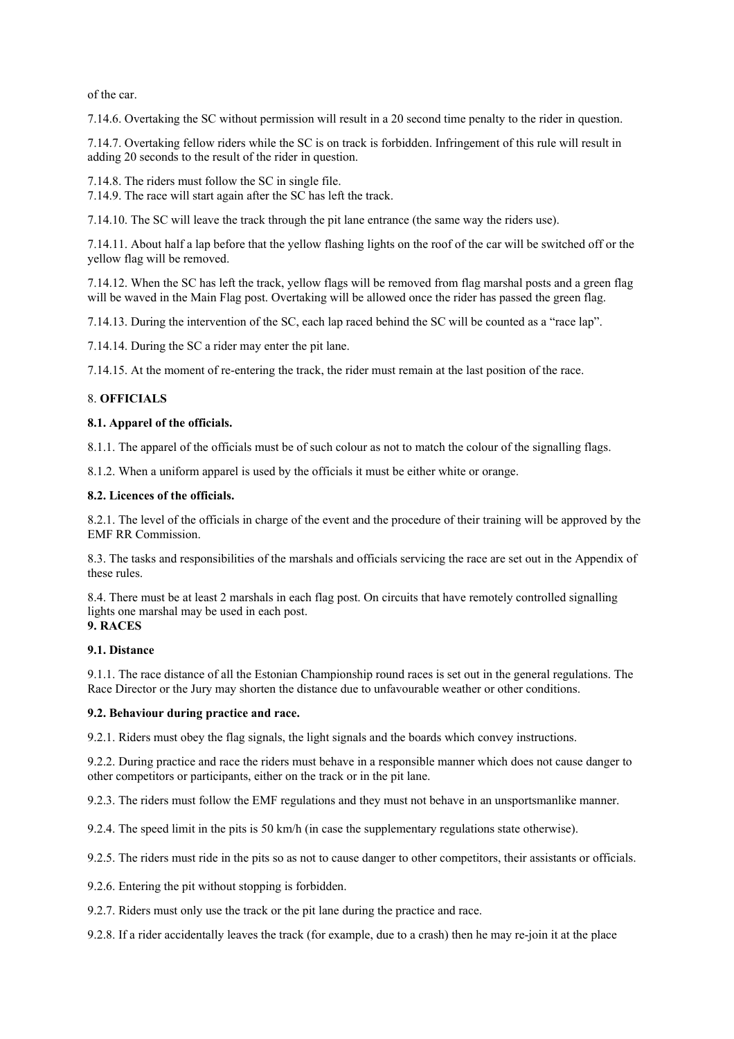of the car.

7.14.6. Overtaking the SC without permission will result in a 20 second time penalty to the rider in question.

7.14.7. Overtaking fellow riders while the SC is on track is forbidden. Infringement of this rule will result in adding 20 seconds to the result of the rider in question.

7.14.8. The riders must follow the SC in single file.
7.14.9. The race will start again after the SC has left the track.

7.14.10. The SC will leave the track through the pit lane entrance (the same way the riders use).

7.14.11. About half a lap before that the yellow flashing lights on the roof of the car will be switched off or the yellow flag will be removed.

7.14.12. When the SC has left the track, yellow flags will be removed from flag marshal posts and a green flag will be waved in the Main Flag post. Overtaking will be allowed once the rider has passed the green flag.

7.14.13. During the intervention of the SC, each lap raced behind the SC will be counted as a "race lap".

7.14.14. During the SC a rider may enter the pit lane.

7.14.15. At the moment of re-entering the track, the rider must remain at the last position of the race.

## 8. OFFICIALS

### 8.1. Apparel of the officials.

8.1.1. The apparel of the officials must be of such colour as not to match the colour of the signalling flags.

8.1.2. When a uniform apparel is used by the officials it must be either white or orange.

### 8.2. Licences of the officials.

8.2.1. The level of the officials in charge of the event and the procedure of their training will be approved by the EMF RR Commission.

8.3. The tasks and responsibilities of the marshals and officials servicing the race are set out in the Appendix of these rules.

8.4. There must be at least 2 marshals in each flag post. On circuits that have remotely controlled signalling lights one marshal may be used in each post.

## 9. RACES

### 9.1. Distance

9.1.1. The race distance of all the Estonian Championship round races is set out in the general regulations. The Race Director or the Jury may shorten the distance due to unfavourable weather or other conditions.

### 9.2. Behaviour during practice and race.

9.2.1. Riders must obey the flag signals, the light signals and the boards which convey instructions.

9.2.2. During practice and race the riders must behave in a responsible manner which does not cause danger to other competitors or participants, either on the track or in the pit lane.

9.2.3. The riders must follow the EMF regulations and they must not behave in an unsportsmanlike manner.

9.2.4. The speed limit in the pits is 50 km/h (in case the supplementary regulations state otherwise).

9.2.5. The riders must ride in the pits so as not to cause danger to other competitors, their assistants or officials.

9.2.6. Entering the pit without stopping is forbidden.

9.2.7. Riders must only use the track or the pit lane during the practice and race.

9.2.8. If a rider accidentally leaves the track (for example, due to a crash) then he may re-join it at the place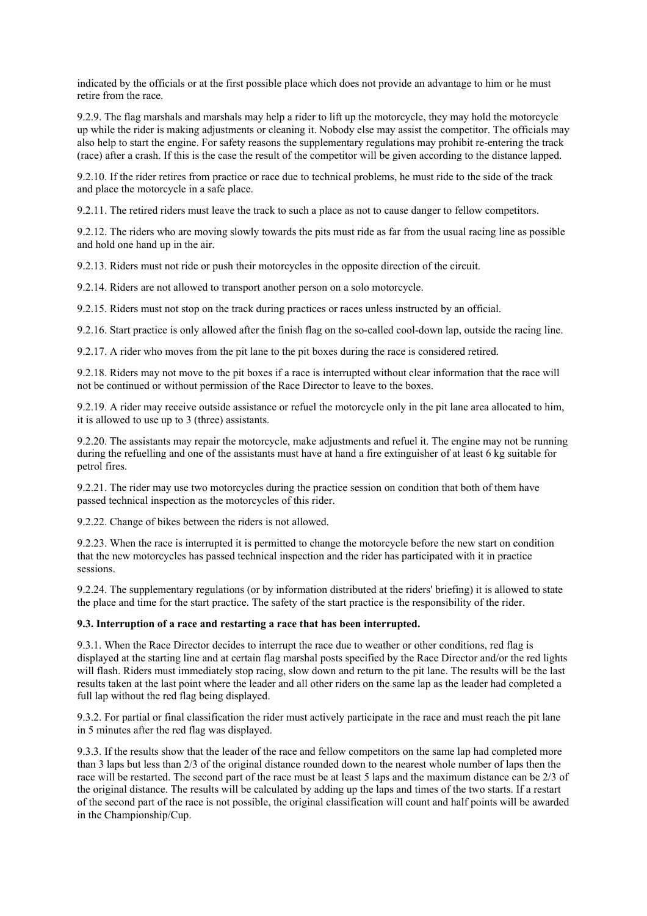indicated by the officials or at the first possible place which does not provide an advantage to him or he must retire from the race.

9.2.9. The flag marshals and marshals may help a rider to lift up the motorcycle, they may hold the motorcycle up while the rider is making adjustments or cleaning it. Nobody else may assist the competitor. The officials may also help to start the engine. For safety reasons the supplementary regulations may prohibit re-entering the track (race) after a crash. If this is the case the result of the competitor will be given according to the distance lapped.

9.2.10. If the rider retires from practice or race due to technical problems, he must ride to the side of the track and place the motorcycle in a safe place.

9.2.11. The retired riders must leave the track to such a place as not to cause danger to fellow competitors.

9.2.12. The riders who are moving slowly towards the pits must ride as far from the usual racing line as possible and hold one hand up in the air.

9.2.13. Riders must not ride or push their motorcycles in the opposite direction of the circuit.

9.2.14. Riders are not allowed to transport another person on a solo motorcycle.

9.2.15. Riders must not stop on the track during practices or races unless instructed by an official.

9.2.16. Start practice is only allowed after the finish flag on the so-called cool-down lap, outside the racing line.

9.2.17. A rider who moves from the pit lane to the pit boxes during the race is considered retired.

9.2.18. Riders may not move to the pit boxes if a race is interrupted without clear information that the race will not be continued or without permission of the Race Director to leave to the boxes.

9.2.19. A rider may receive outside assistance or refuel the motorcycle only in the pit lane area allocated to him, it is allowed to use up to 3 (three) assistants.

9.2.20. The assistants may repair the motorcycle, make adjustments and refuel it. The engine may not be running during the refuelling and one of the assistants must have at hand a fire extinguisher of at least 6 kg suitable for petrol fires.

9.2.21. The rider may use two motorcycles during the practice session on condition that both of them have passed technical inspection as the motorcycles of this rider.

9.2.22. Change of bikes between the riders is not allowed.

9.2.23. When the race is interrupted it is permitted to change the motorcycle before the new start on condition that the new motorcycles has passed technical inspection and the rider has participated with it in practice sessions.

9.2.24. The supplementary regulations (or by information distributed at the riders' briefing) it is allowed to state the place and time for the start practice. The safety of the start practice is the responsibility of the rider.

**9.3. Interruption of a race and restarting a race that has been interrupted.**

9.3.1. When the Race Director decides to interrupt the race due to weather or other conditions, red flag is displayed at the starting line and at certain flag marshal posts specified by the Race Director and/or the red lights will flash. Riders must immediately stop racing, slow down and return to the pit lane. The results will be the last results taken at the last point where the leader and all other riders on the same lap as the leader had completed a full lap without the red flag being displayed.

9.3.2. For partial or final classification the rider must actively participate in the race and must reach the pit lane in 5 minutes after the red flag was displayed.

9.3.3. If the results show that the leader of the race and fellow competitors on the same lap had completed more than 3 laps but less than 2/3 of the original distance rounded down to the nearest whole number of laps then the race will be restarted. The second part of the race must be at least 5 laps and the maximum distance can be 2/3 of the original distance. The results will be calculated by adding up the laps and times of the two starts. If a restart of the second part of the race is not possible, the original classification will count and half points will be awarded in the Championship/Cup.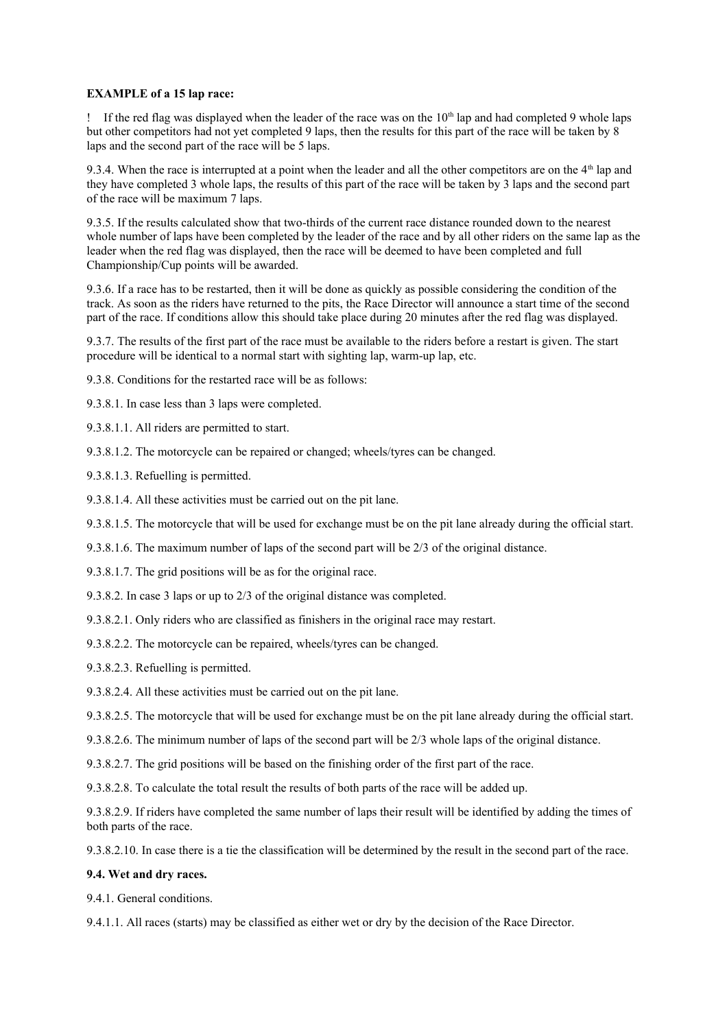**EXAMPLE of a 15 lap race:**

! If the red flag was displayed when the leader of the race was on the 10th lap and had completed 9 whole laps but other competitors had not yet completed 9 laps, then the results for this part of the race will be taken by 8 laps and the second part of the race will be 5 laps.

9.3.4. When the race is interrupted at a point when the leader and all the other competitors are on the 4th lap and they have completed 3 whole laps, the results of this part of the race will be taken by 3 laps and the second part of the race will be maximum 7 laps.

9.3.5. If the results calculated show that two-thirds of the current race distance rounded down to the nearest whole number of laps have been completed by the leader of the race and by all other riders on the same lap as the leader when the red flag was displayed, then the race will be deemed to have been completed and full Championship/Cup points will be awarded.

9.3.6. If a race has to be restarted, then it will be done as quickly as possible considering the condition of the track. As soon as the riders have returned to the pits, the Race Director will announce a start time of the second part of the race. If conditions allow this should take place during 20 minutes after the red flag was displayed.

9.3.7. The results of the first part of the race must be available to the riders before a restart is given. The start procedure will be identical to a normal start with sighting lap, warm-up lap, etc.

9.3.8. Conditions for the restarted race will be as follows:

9.3.8.1. In case less than 3 laps were completed.

9.3.8.1.1. All riders are permitted to start.

9.3.8.1.2. The motorcycle can be repaired or changed; wheels/tyres can be changed.

9.3.8.1.3. Refuelling is permitted.

9.3.8.1.4. All these activities must be carried out on the pit lane.

9.3.8.1.5. The motorcycle that will be used for exchange must be on the pit lane already during the official start.

9.3.8.1.6. The maximum number of laps of the second part will be 2/3 of the original distance.

9.3.8.1.7. The grid positions will be as for the original race.

9.3.8.2. In case 3 laps or up to 2/3 of the original distance was completed.

9.3.8.2.1. Only riders who are classified as finishers in the original race may restart.

9.3.8.2.2. The motorcycle can be repaired, wheels/tyres can be changed.

9.3.8.2.3. Refuelling is permitted.

9.3.8.2.4. All these activities must be carried out on the pit lane.

9.3.8.2.5. The motorcycle that will be used for exchange must be on the pit lane already during the official start.

9.3.8.2.6. The minimum number of laps of the second part will be 2/3 whole laps of the original distance.

9.3.8.2.7. The grid positions will be based on the finishing order of the first part of the race.

9.3.8.2.8. To calculate the total result the results of both parts of the race will be added up.

9.3.8.2.9. If riders have completed the same number of laps their result will be identified by adding the times of both parts of the race.

9.3.8.2.10. In case there is a tie the classification will be determined by the result in the second part of the race.

**9.4. Wet and dry races.**

9.4.1. General conditions.

9.4.1.1. All races (starts) may be classified as either wet or dry by the decision of the Race Director.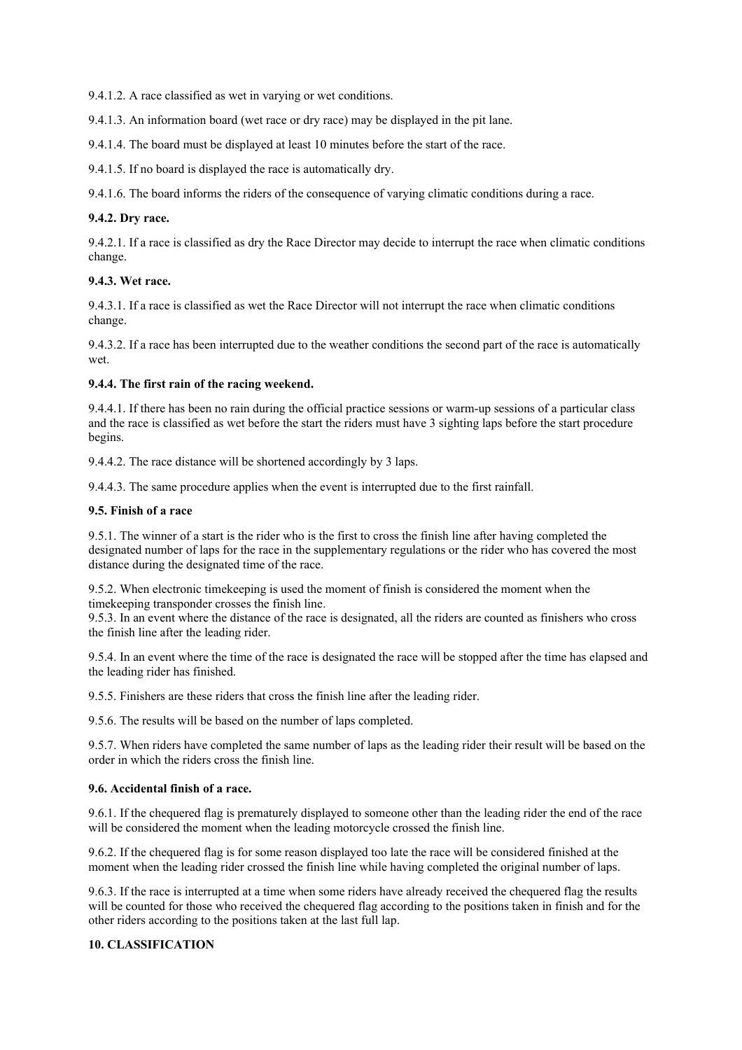9.4.1.2. A race classified as wet in varying or wet conditions.

9.4.1.3. An information board (wet race or dry race) may be displayed in the pit lane.

9.4.1.4. The board must be displayed at least 10 minutes before the start of the race.

9.4.1.5. If no board is displayed the race is automatically dry.

9.4.1.6. The board informs the riders of the consequence of varying climatic conditions during a race.

**9.4.2. Dry race.**

9.4.2.1. If a race is classified as dry the Race Director may decide to interrupt the race when climatic conditions change.

**9.4.3. Wet race.**

9.4.3.1. If a race is classified as wet the Race Director will not interrupt the race when climatic conditions change.

9.4.3.2. If a race has been interrupted due to the weather conditions the second part of the race is automatically wet.

**9.4.4. The first rain of the racing weekend.**

9.4.4.1. If there has been no rain during the official practice sessions or warm-up sessions of a particular class and the race is classified as wet before the start the riders must have 3 sighting laps before the start procedure begins.

9.4.4.2. The race distance will be shortened accordingly by 3 laps.

9.4.4.3. The same procedure applies when the event is interrupted due to the first rainfall.

**9.5. Finish of a race**

9.5.1. The winner of a start is the rider who is the first to cross the finish line after having completed the designated number of laps for the race in the supplementary regulations or the rider who has covered the most distance during the designated time of the race.

9.5.2. When electronic timekeeping is used the moment of finish is considered the moment when the timekeeping transponder crosses the finish line.

9.5.3. In an event where the distance of the race is designated, all the riders are counted as finishers who cross the finish line after the leading rider.

9.5.4. In an event where the time of the race is designated the race will be stopped after the time has elapsed and the leading rider has finished.

9.5.5. Finishers are these riders that cross the finish line after the leading rider.

9.5.6. The results will be based on the number of laps completed.

9.5.7. When riders have completed the same number of laps as the leading rider their result will be based on the order in which the riders cross the finish line.

**9.6. Accidental finish of a race.**

9.6.1. If the chequered flag is prematurely displayed to someone other than the leading rider the end of the race will be considered the moment when the leading motorcycle crossed the finish line.

9.6.2. If the chequered flag is for some reason displayed too late the race will be considered finished at the moment when the leading rider crossed the finish line while having completed the original number of laps.

9.6.3. If the race is interrupted at a time when some riders have already received the chequered flag the results will be counted for those who received the chequered flag according to the positions taken in finish and for the other riders according to the positions taken at the last full lap.

**10. CLASSIFICATION**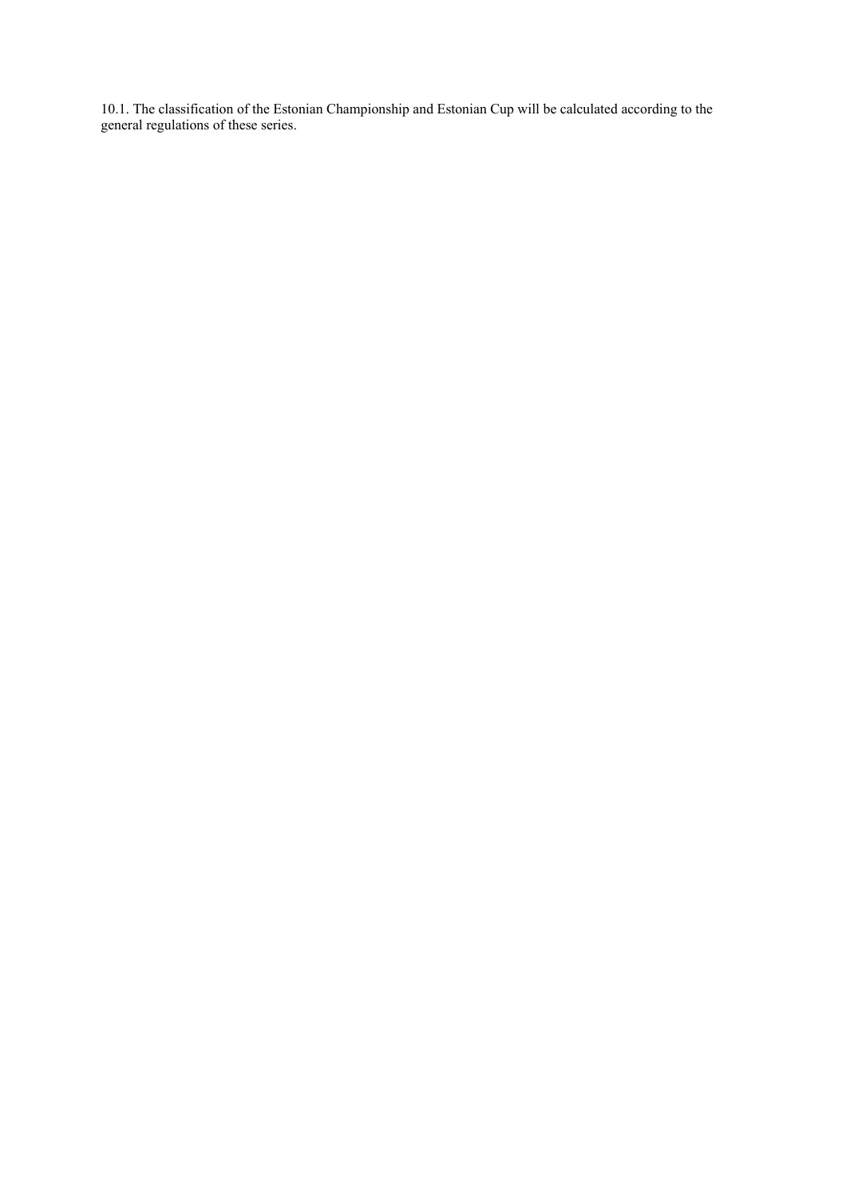10.1. The classification of the Estonian Championship and Estonian Cup will be calculated according to the general regulations of these series.